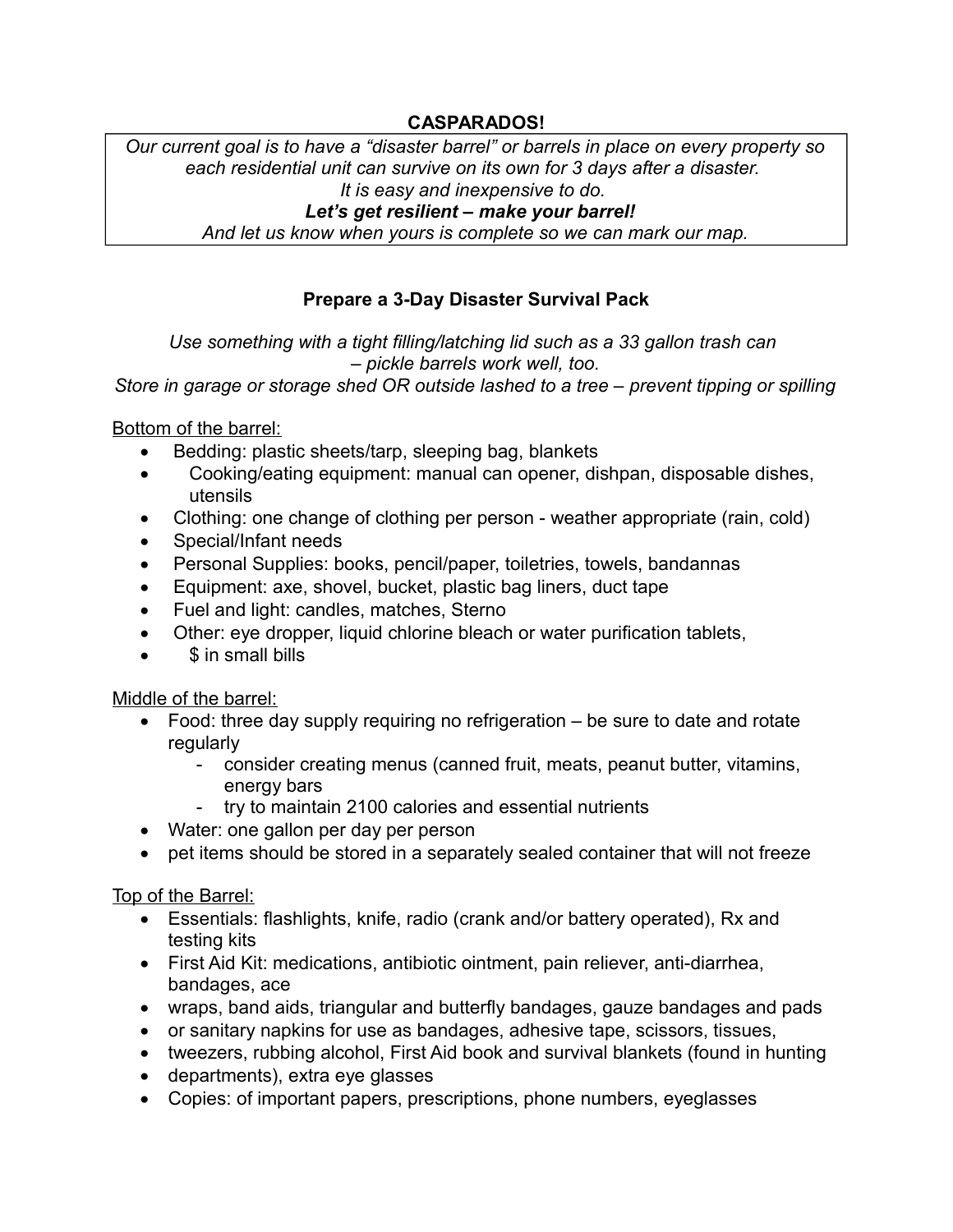**CASPARADOS!**

*Our current goal is to have a "disaster barrel" or barrels in place on every property so each residential unit can survive on its own for 3 days after a disaster.*
*It is easy and inexpensive to do.*
***Let's get resilient – make your barrel!***
*And let us know when yours is complete so we can mark our map.*

## Prepare a 3-Day Disaster Survival Pack

*Use something with a tight filling/latching lid such as a 33 gallon trash can – pickle barrels work well, too.*
*Store in garage or storage shed OR outside lashed to a tree – prevent tipping or spilling*

Bottom of the barrel:

- Bedding: plastic sheets/tarp, sleeping bag, blankets
- Cooking/eating equipment: manual can opener, dishpan, disposable dishes, utensils
- Clothing: one change of clothing per person - weather appropriate (rain, cold)
- Special/Infant needs
- Personal Supplies: books, pencil/paper, toiletries, towels, bandannas
- Equipment: axe, shovel, bucket, plastic bag liners, duct tape
- Fuel and light: candles, matches, Sterno
- Other: eye dropper, liquid chlorine bleach or water purification tablets,
- $ in small bills

Middle of the barrel:

- Food: three day supply requiring no refrigeration – be sure to date and rotate regularly
  - consider creating menus (canned fruit, meats, peanut butter, vitamins, energy bars
  - try to maintain 2100 calories and essential nutrients
- Water: one gallon per day per person
- pet items should be stored in a separately sealed container that will not freeze

Top of the Barrel:

- Essentials: flashlights, knife, radio (crank and/or battery operated), Rx and testing kits
- First Aid Kit: medications, antibiotic ointment, pain reliever, anti-diarrhea, bandages, ace
- wraps, band aids, triangular and butterfly bandages, gauze bandages and pads
- or sanitary napkins for use as bandages, adhesive tape, scissors, tissues,
- tweezers, rubbing alcohol, First Aid book and survival blankets (found in hunting
- departments), extra eye glasses
- Copies: of important papers, prescriptions, phone numbers, eyeglasses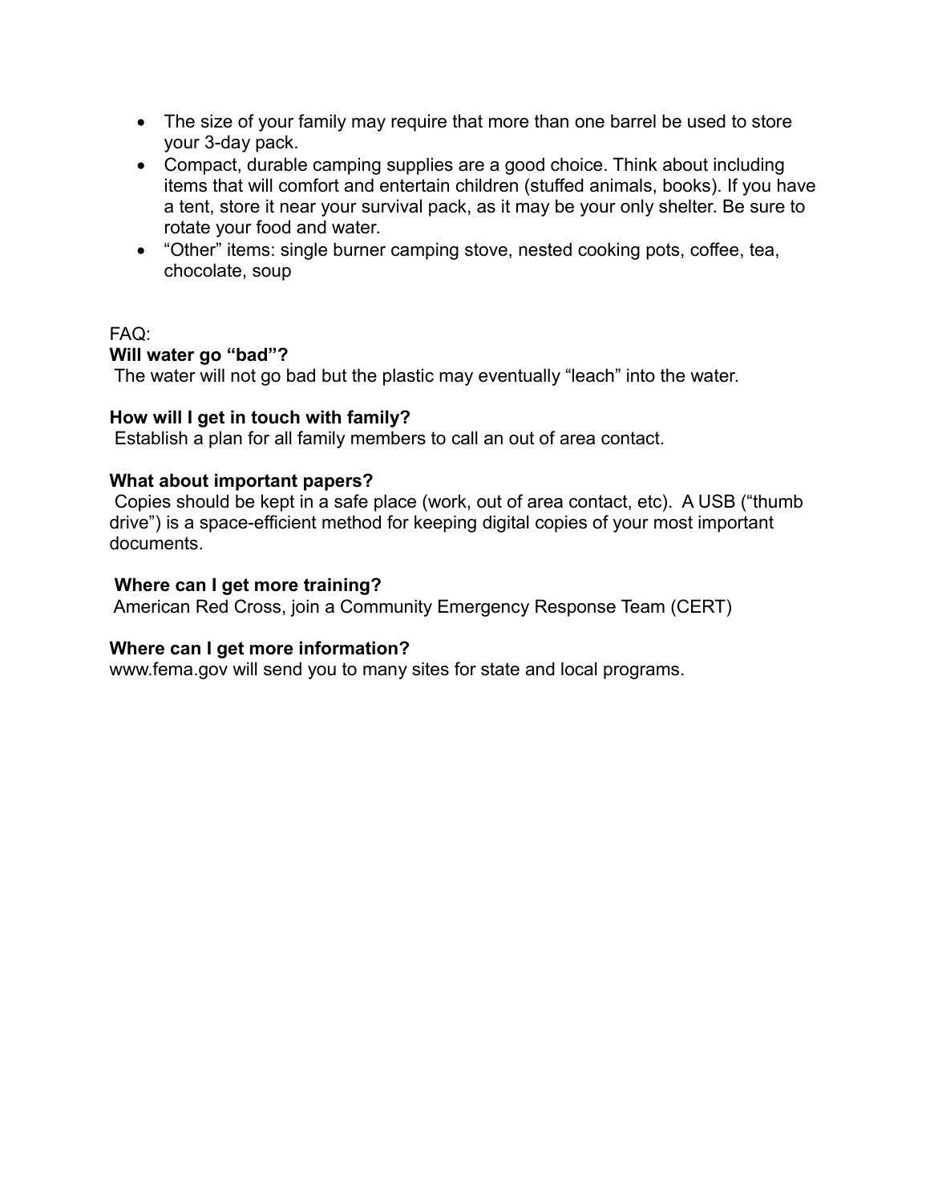- The size of your family may require that more than one barrel be used to store your 3-day pack.
- Compact, durable camping supplies are a good choice. Think about including items that will comfort and entertain children (stuffed animals, books). If you have a tent, store it near your survival pack, as it may be your only shelter. Be sure to rotate your food and water.
- "Other" items: single burner camping stove, nested cooking pots, coffee, tea, chocolate, soup

FAQ:

**Will water go "bad"?**
The water will not go bad but the plastic may eventually "leach" into the water.

**How will I get in touch with family?**
Establish a plan for all family members to call an out of area contact.

**What about important papers?**
Copies should be kept in a safe place (work, out of area contact, etc). A USB ("thumb drive") is a space-efficient method for keeping digital copies of your most important documents.

**Where can I get more training?**
American Red Cross, join a Community Emergency Response Team (CERT)

**Where can I get more information?**
www.fema.gov will send you to many sites for state and local programs.